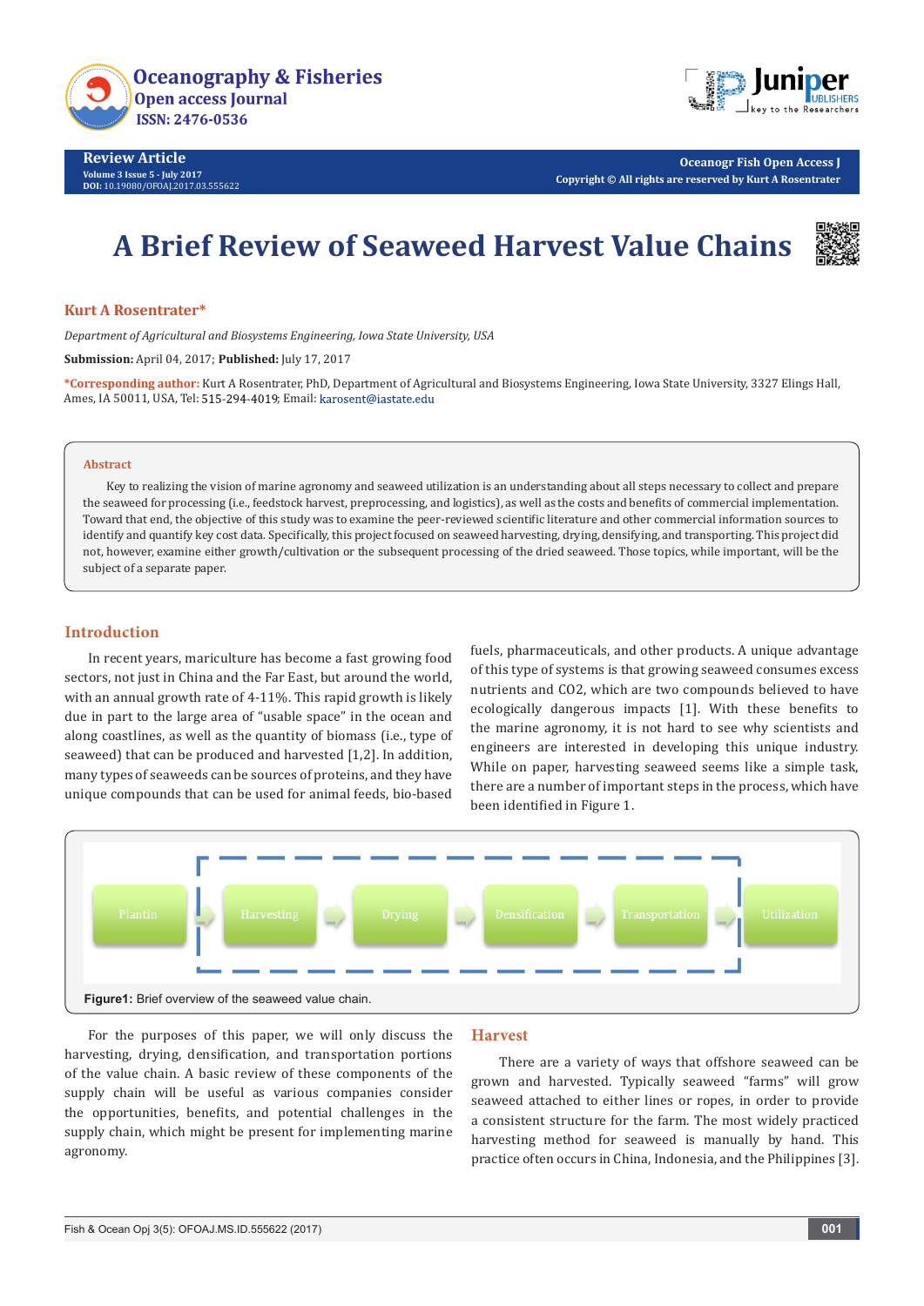Review Article
Volume 3 Issue 5 - July 2017
DOI: 10.19080/OFOAJ.2017.03.555622

Oceanogr Fish Open Access J
Copyright © All rights are reserved by Kurt A Rosentrater

# A Brief Review of Seaweed Harvest Value Chains

**Kurt A Rosentrater***

*Department of Agricultural and Biosystems Engineering, Iowa State University, USA*

**Submission:** April 04, 2017; **Published:** July 17, 2017

**\*Corresponding author:** Kurt A Rosentrater, PhD, Department of Agricultural and Biosystems Engineering, Iowa State University, 3327 Elings Hall, Ames, IA 50011, USA, Tel: 515-294-4019; Email: karosent@iastate.edu

## Abstract

Key to realizing the vision of marine agronomy and seaweed utilization is an understanding about all steps necessary to collect and prepare the seaweed for processing (i.e., feedstock harvest, preprocessing, and logistics), as well as the costs and benefits of commercial implementation. Toward that end, the objective of this study was to examine the peer-reviewed scientific literature and other commercial information sources to identify and quantify key cost data. Specifically, this project focused on seaweed harvesting, drying, densifying, and transporting. This project did not, however, examine either growth/cultivation or the subsequent processing of the dried seaweed. Those topics, while important, will be the subject of a separate paper.

## Introduction

In recent years, mariculture has become a fast growing food sectors, not just in China and the Far East, but around the world, with an annual growth rate of 4-11%. This rapid growth is likely due in part to the large area of "usable space" in the ocean and along coastlines, as well as the quantity of biomass (i.e., type of seaweed) that can be produced and harvested [1,2]. In addition, many types of seaweeds can be sources of proteins, and they have unique compounds that can be used for animal feeds, bio-based fuels, pharmaceuticals, and other products. A unique advantage of this type of systems is that growing seaweed consumes excess nutrients and $CO_2$, which are two compounds believed to have ecologically dangerous impacts [1]. With these benefits to the marine agronomy, it is not hard to see why scientists and engineers are interested in developing this unique industry. While on paper, harvesting seaweed seems like a simple task, there are a number of important steps in the process, which have been identified in Figure 1.

Plantin → Harvesting → Drying → Densification → Transportation → Utilization

**Figure1:** Brief overview of the seaweed value chain.

For the purposes of this paper, we will only discuss the harvesting, drying, densification, and transportation portions of the value chain. A basic review of these components of the supply chain will be useful as various companies consider the opportunities, benefits, and potential challenges in the supply chain, which might be present for implementing marine agronomy.

## Harvest

There are a variety of ways that offshore seaweed can be grown and harvested. Typically seaweed "farms" will grow seaweed attached to either lines or ropes, in order to provide a consistent structure for the farm. The most widely practiced harvesting method for seaweed is manually by hand. This practice often occurs in China, Indonesia, and the Philippines [3].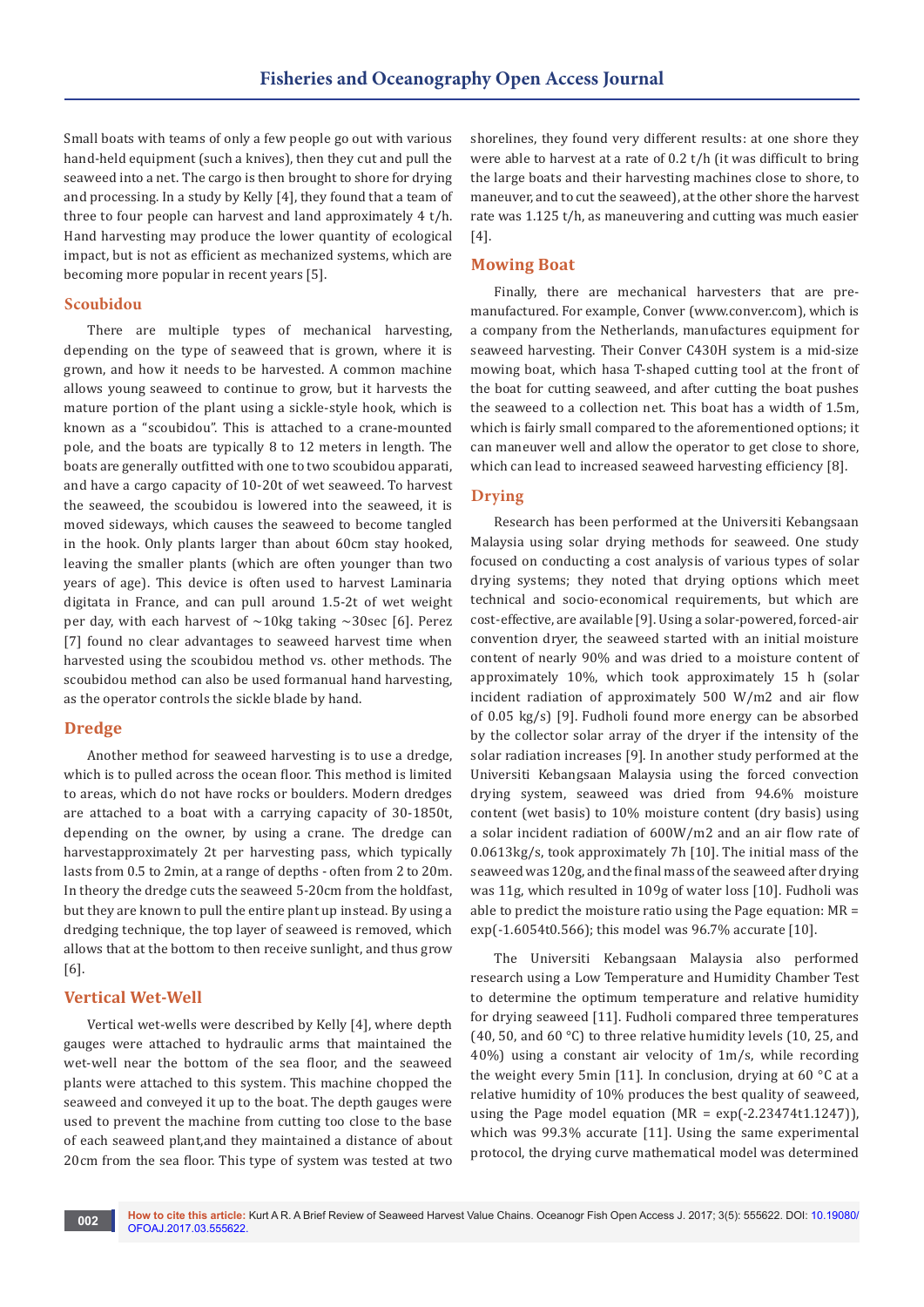Small boats with teams of only a few people go out with various hand-held equipment (such a knives), then they cut and pull the seaweed into a net. The cargo is then brought to shore for drying and processing. In a study by Kelly [4], they found that a team of three to four people can harvest and land approximately 4 t/h. Hand harvesting may produce the lower quantity of ecological impact, but is not as efficient as mechanized systems, which are becoming more popular in recent years [5].

## Scoubidou

There are multiple types of mechanical harvesting, depending on the type of seaweed that is grown, where it is grown, and how it needs to be harvested. A common machine allows young seaweed to continue to grow, but it harvests the mature portion of the plant using a sickle-style hook, which is known as a "scoubidou". This is attached to a crane-mounted pole, and the boats are typically 8 to 12 meters in length. The boats are generally outfitted with one to two scoubidou apparati, and have a cargo capacity of 10-20t of wet seaweed. To harvest the seaweed, the scoubidou is lowered into the seaweed, it is moved sideways, which causes the seaweed to become tangled in the hook. Only plants larger than about 60cm stay hooked, leaving the smaller plants (which are often younger than two years of age). This device is often used to harvest Laminaria digitata in France, and can pull around 1.5-2t of wet weight per day, with each harvest of ~10kg taking ~30sec [6]. Perez [7] found no clear advantages to seaweed harvest time when harvested using the scoubidou method vs. other methods. The scoubidou method can also be used formanual hand harvesting, as the operator controls the sickle blade by hand.

## Dredge

Another method for seaweed harvesting is to use a dredge, which is to pulled across the ocean floor. This method is limited to areas, which do not have rocks or boulders. Modern dredges are attached to a boat with a carrying capacity of 30-1850t, depending on the owner, by using a crane. The dredge can harvestapproximately 2t per harvesting pass, which typically lasts from 0.5 to 2min, at a range of depths - often from 2 to 20m. In theory the dredge cuts the seaweed 5-20cm from the holdfast, but they are known to pull the entire plant up instead. By using a dredging technique, the top layer of seaweed is removed, which allows that at the bottom to then receive sunlight, and thus grow [6].

## Vertical Wet-Well

Vertical wet-wells were described by Kelly [4], where depth gauges were attached to hydraulic arms that maintained the wet-well near the bottom of the sea floor, and the seaweed plants were attached to this system. This machine chopped the seaweed and conveyed it up to the boat. The depth gauges were used to prevent the machine from cutting too close to the base of each seaweed plant,and they maintained a distance of about 20cm from the sea floor. This type of system was tested at two shorelines, they found very different results: at one shore they were able to harvest at a rate of 0.2 t/h (it was difficult to bring the large boats and their harvesting machines close to shore, to maneuver, and to cut the seaweed), at the other shore the harvest rate was 1.125 t/h, as maneuvering and cutting was much easier [4].

## Mowing Boat

Finally, there are mechanical harvesters that are pre-manufactured. For example, Conver (www.conver.com), which is a company from the Netherlands, manufactures equipment for seaweed harvesting. Their Conver C430H system is a mid-size mowing boat, which hasa T-shaped cutting tool at the front of the boat for cutting seaweed, and after cutting the boat pushes the seaweed to a collection net. This boat has a width of 1.5m, which is fairly small compared to the aforementioned options; it can maneuver well and allow the operator to get close to shore, which can lead to increased seaweed harvesting efficiency [8].

## Drying

Research has been performed at the Universiti Kebangsaan Malaysia using solar drying methods for seaweed. One study focused on conducting a cost analysis of various types of solar drying systems; they noted that drying options which meet technical and socio-economical requirements, but which are cost-effective, are available [9]. Using a solar-powered, forced-air convention dryer, the seaweed started with an initial moisture content of nearly 90% and was dried to a moisture content of approximately 10%, which took approximately 15 h (solar incident radiation of approximately 500 W/m2 and air flow of 0.05 kg/s) [9]. Fudholi found more energy can be absorbed by the collector solar array of the dryer if the intensity of the solar radiation increases [9]. In another study performed at the Universiti Kebangsaan Malaysia using the forced convection drying system, seaweed was dried from 94.6% moisture content (wet basis) to 10% moisture content (dry basis) using a solar incident radiation of 600W/m2 and an air flow rate of 0.0613kg/s, took approximately 7h [10]. The initial mass of the seaweed was 120g, and the final mass of the seaweed after drying was 11g, which resulted in 109g of water loss [10]. Fudholi was able to predict the moisture ratio using the Page equation: $MR = \exp(-1.6054t^{0.566})$; this model was 96.7% accurate [10].

The Universiti Kebangsaan Malaysia also performed research using a Low Temperature and Humidity Chamber Test to determine the optimum temperature and relative humidity for drying seaweed [11]. Fudholi compared three temperatures (40, 50, and 60 °C) to three relative humidity levels (10, 25, and 40%) using a constant air velocity of 1m/s, while recording the weight every 5min [11]. In conclusion, drying at 60 °C at a relative humidity of 10% produces the best quality of seaweed, using the Page model equation ($MR = \exp(-2.23474t^{1.1247})$), which was 99.3% accurate [11]. Using the same experimental protocol, the drying curve mathematical model was determined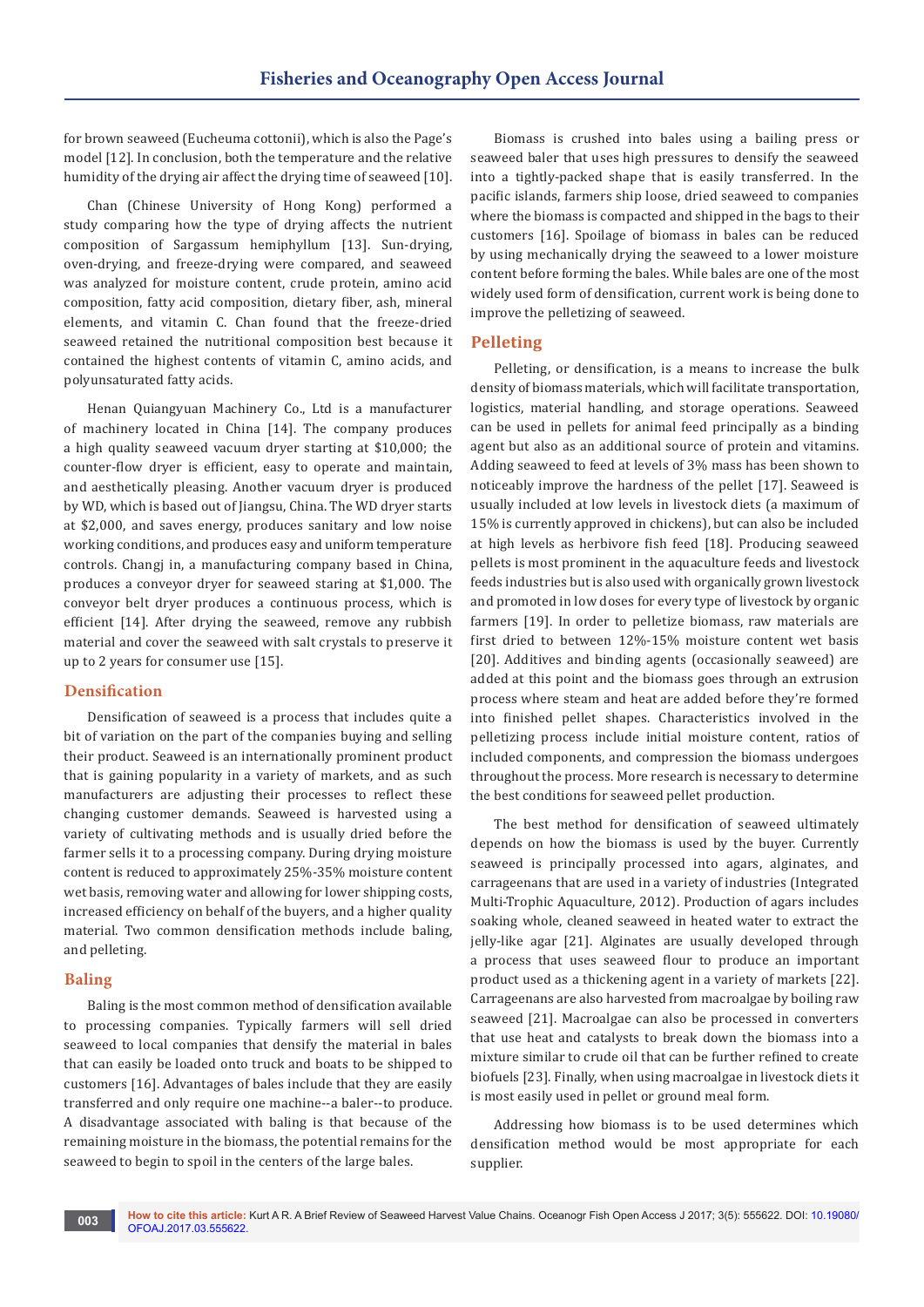for brown seaweed (Eucheuma cottonii), which is also the Page's model [12]. In conclusion, both the temperature and the relative humidity of the drying air affect the drying time of seaweed [10].

Chan (Chinese University of Hong Kong) performed a study comparing how the type of drying affects the nutrient composition of Sargassum hemiphyllum [13]. Sun-drying, oven-drying, and freeze-drying were compared, and seaweed was analyzed for moisture content, crude protein, amino acid composition, fatty acid composition, dietary fiber, ash, mineral elements, and vitamin C. Chan found that the freeze-dried seaweed retained the nutritional composition best because it contained the highest contents of vitamin C, amino acids, and polyunsaturated fatty acids.

Henan Quiangyuan Machinery Co., Ltd is a manufacturer of machinery located in China [14]. The company produces a high quality seaweed vacuum dryer starting at $10,000; the counter-flow dryer is efficient, easy to operate and maintain, and aesthetically pleasing. Another vacuum dryer is produced by WD, which is based out of Jiangsu, China. The WD dryer starts at $2,000, and saves energy, produces sanitary and low noise working conditions, and produces easy and uniform temperature controls. Changj in, a manufacturing company based in China, produces a conveyor dryer for seaweed staring at $1,000. The conveyor belt dryer produces a continuous process, which is efficient [14]. After drying the seaweed, remove any rubbish material and cover the seaweed with salt crystals to preserve it up to 2 years for consumer use [15].

## Densification

Densification of seaweed is a process that includes quite a bit of variation on the part of the companies buying and selling their product. Seaweed is an internationally prominent product that is gaining popularity in a variety of markets, and as such manufacturers are adjusting their processes to reflect these changing customer demands. Seaweed is harvested using a variety of cultivating methods and is usually dried before the farmer sells it to a processing company. During drying moisture content is reduced to approximately 25%-35% moisture content wet basis, removing water and allowing for lower shipping costs, increased efficiency on behalf of the buyers, and a higher quality material. Two common densification methods include baling, and pelleting.

## Baling

Baling is the most common method of densification available to processing companies. Typically farmers will sell dried seaweed to local companies that densify the material in bales that can easily be loaded onto truck and boats to be shipped to customers [16]. Advantages of bales include that they are easily transferred and only require one machine--a baler--to produce. A disadvantage associated with baling is that because of the remaining moisture in the biomass, the potential remains for the seaweed to begin to spoil in the centers of the large bales.

Biomass is crushed into bales using a bailing press or seaweed baler that uses high pressures to densify the seaweed into a tightly-packed shape that is easily transferred. In the pacific islands, farmers ship loose, dried seaweed to companies where the biomass is compacted and shipped in the bags to their customers [16]. Spoilage of biomass in bales can be reduced by using mechanically drying the seaweed to a lower moisture content before forming the bales. While bales are one of the most widely used form of densification, current work is being done to improve the pelletizing of seaweed.

## Pelleting

Pelleting, or densification, is a means to increase the bulk density of biomass materials, which will facilitate transportation, logistics, material handling, and storage operations. Seaweed can be used in pellets for animal feed principally as a binding agent but also as an additional source of protein and vitamins. Adding seaweed to feed at levels of 3% mass has been shown to noticeably improve the hardness of the pellet [17]. Seaweed is usually included at low levels in livestock diets (a maximum of 15% is currently approved in chickens), but can also be included at high levels as herbivore fish feed [18]. Producing seaweed pellets is most prominent in the aquaculture feeds and livestock feeds industries but is also used with organically grown livestock and promoted in low doses for every type of livestock by organic farmers [19]. In order to pelletize biomass, raw materials are first dried to between 12%-15% moisture content wet basis [20]. Additives and binding agents (occasionally seaweed) are added at this point and the biomass goes through an extrusion process where steam and heat are added before they're formed into finished pellet shapes. Characteristics involved in the pelletizing process include initial moisture content, ratios of included components, and compression the biomass undergoes throughout the process. More research is necessary to determine the best conditions for seaweed pellet production.

The best method for densification of seaweed ultimately depends on how the biomass is used by the buyer. Currently seaweed is principally processed into agars, alginates, and carrageenans that are used in a variety of industries (Integrated Multi-Trophic Aquaculture, 2012). Production of agars includes soaking whole, cleaned seaweed in heated water to extract the jelly-like agar [21]. Alginates are usually developed through a process that uses seaweed flour to produce an important product used as a thickening agent in a variety of markets [22]. Carrageenans are also harvested from macroalgae by boiling raw seaweed [21]. Macroalgae can also be processed in converters that use heat and catalysts to break down the biomass into a mixture similar to crude oil that can be further refined to create biofuels [23]. Finally, when using macroalgae in livestock diets it is most easily used in pellet or ground meal form.

Addressing how biomass is to be used determines which densification method would be most appropriate for each supplier.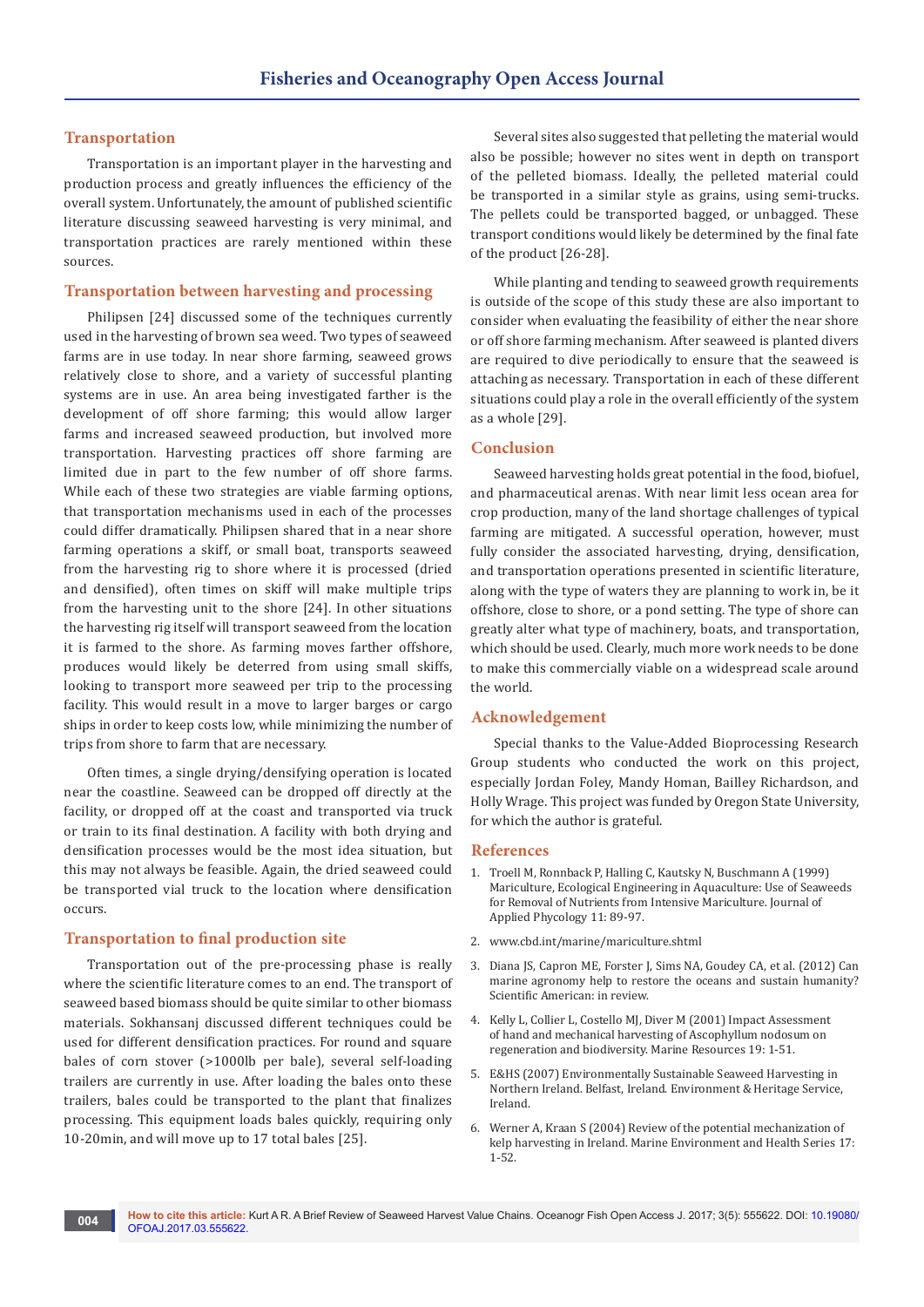## Transportation

Transportation is an important player in the harvesting and production process and greatly influences the efficiency of the overall system. Unfortunately, the amount of published scientific literature discussing seaweed harvesting is very minimal, and transportation practices are rarely mentioned within these sources.

### Transportation between harvesting and processing

Philipsen [24] discussed some of the techniques currently used in the harvesting of brown sea weed. Two types of seaweed farms are in use today. In near shore farming, seaweed grows relatively close to shore, and a variety of successful planting systems are in use. An area being investigated farther is the development of off shore farming; this would allow larger farms and increased seaweed production, but involved more transportation. Harvesting practices off shore farming are limited due in part to the few number of off shore farms. While each of these two strategies are viable farming options, that transportation mechanisms used in each of the processes could differ dramatically. Philipsen shared that in a near shore farming operations a skiff, or small boat, transports seaweed from the harvesting rig to shore where it is processed (dried and densified), often times on skiff will make multiple trips from the harvesting unit to the shore [24]. In other situations the harvesting rig itself will transport seaweed from the location it is farmed to the shore. As farming moves farther offshore, produces would likely be deterred from using small skiffs, looking to transport more seaweed per trip to the processing facility. This would result in a move to larger barges or cargo ships in order to keep costs low, while minimizing the number of trips from shore to farm that are necessary.

Often times, a single drying/densifying operation is located near the coastline. Seaweed can be dropped off directly at the facility, or dropped off at the coast and transported via truck or train to its final destination. A facility with both drying and densification processes would be the most idea situation, but this may not always be feasible. Again, the dried seaweed could be transported vial truck to the location where densification occurs.

### Transportation to final production site

Transportation out of the pre-processing phase is really where the scientific literature comes to an end. The transport of seaweed based biomass should be quite similar to other biomass materials. Sokhansanj discussed different techniques could be used for different densification practices. For round and square bales of corn stover (>1000lb per bale), several self-loading trailers are currently in use. After loading the bales onto these trailers, bales could be transported to the plant that finalizes processing. This equipment loads bales quickly, requiring only 10-20min, and will move up to 17 total bales [25].

Several sites also suggested that pelleting the material would also be possible; however no sites went in depth on transport of the pelleted biomass. Ideally, the pelleted material could be transported in a similar style as grains, using semi-trucks. The pellets could be transported bagged, or unbagged. These transport conditions would likely be determined by the final fate of the product [26-28].

While planting and tending to seaweed growth requirements is outside of the scope of this study these are also important to consider when evaluating the feasibility of either the near shore or off shore farming mechanism. After seaweed is planted divers are required to dive periodically to ensure that the seaweed is attaching as necessary. Transportation in each of these different situations could play a role in the overall efficiently of the system as a whole [29].

## Conclusion

Seaweed harvesting holds great potential in the food, biofuel, and pharmaceutical arenas. With near limit less ocean area for crop production, many of the land shortage challenges of typical farming are mitigated. A successful operation, however, must fully consider the associated harvesting, drying, densification, and transportation operations presented in scientific literature, along with the type of waters they are planning to work in, be it offshore, close to shore, or a pond setting. The type of shore can greatly alter what type of machinery, boats, and transportation, which should be used. Clearly, much more work needs to be done to make this commercially viable on a widespread scale around the world.

## Acknowledgement

Special thanks to the Value-Added Bioprocessing Research Group students who conducted the work on this project, especially Jordan Foley, Mandy Homan, Bailley Richardson, and Holly Wrage. This project was funded by Oregon State University, for which the author is grateful.

## References

1. Troell M, Ronnback P, Halling C, Kautsky N, Buschmann A (1999) Mariculture, Ecological Engineering in Aquaculture: Use of Seaweeds for Removal of Nutrients from Intensive Mariculture. Journal of Applied Phycology 11: 89-97.
2. www.cbd.int/marine/mariculture.shtml
3. Diana JS, Capron ME, Forster J, Sims NA, Goudey CA, et al. (2012) Can marine agronomy help to restore the oceans and sustain humanity? Scientific American: in review.
4. Kelly L, Collier L, Costello MJ, Diver M (2001) Impact Assessment of hand and mechanical harvesting of Ascophyllum nodosum on regeneration and biodiversity. Marine Resources 19: 1-51.
5. E&HS (2007) Environmentally Sustainable Seaweed Harvesting in Northern Ireland. Belfast, Ireland. Environment & Heritage Service, Ireland.
6. Werner A, Kraan S (2004) Review of the potential mechanization of kelp harvesting in Ireland. Marine Environment and Health Series 17: 1-52.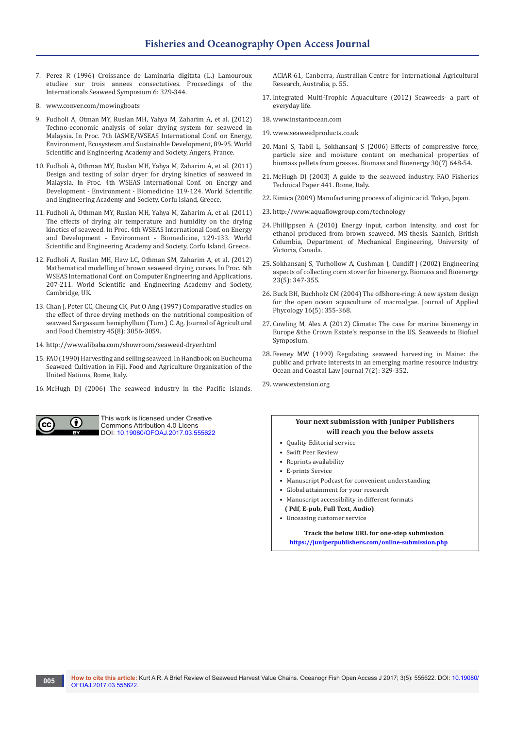7. Perez R (1996) Croissance de Laminaria digitata (L.) Lamouroux etudiee sur trois annees consectutives. Proceedings of the Internationals Seaweed Symposium 6: 329-344.
8. www.conver.com/mowingboats
9. Fudholi A, Otman MY, Ruslan MH, Yahya M, Zaharim A, et al. (2012) Techno-economic analysis of solar drying system for seaweed in Malaysia. In Proc. 7th IASME/WSEAS International Conf. on Energy, Environment, Ecosystesm and Sustainable Development, 89-95. World Scientific and Engineering Academy and Society, Angers, France.
10. Fudholi A, Othman MY, Ruslan MH, Yahya M, Zaharim A, et al. (2011) Design and testing of solar dryer for drying kinetics of seaweed in Malaysia. In Proc. 4th WSEAS International Conf. on Energy and Development - Environment - Biomedicine 119-124. World Scientific and Engineering Academy and Society, Corfu Island, Greece.
11. Fudholi A, Othman MY, Ruslan MH, Yahya M, Zaharim A, et al. (2011) The effects of drying air temperature and humidity on the drying kinetics of seaweed. In Proc. 4th WSEAS International Conf. on Energy and Development - Environment - Biomedicine, 129-133. World Scientific and Engineering Academy and Society, Corfu Island, Greece.
12. Fudholi A, Ruslan MH, Haw LC, Othman SM, Zaharim A, et al. (2012) Mathematical modelling of brown seaweed drying curves. In Proc. 6th WSEAS International Conf. on Computer Engineering and Applications, 207-211. World Scientific and Engineering Academy and Society, Cambridge, UK.
13. Chan J, Peter CC, Cheung CK, Put O Ang (1997) Comparative studies on the effect of three drying methods on the nutritional composition of seaweed Sargassum hemiphyllum (Turn.) C. Ag. Journal of Agricultural and Food Chemistry 45(8): 3056-3059.
14. http://www.alibaba.com/showroom/seaweed-dryer.html
15. FAO (1990) Harvesting and selling seaweed. In Handbook on Eucheuma Seaweed Cultivation in Fiji. Food and Agriculture Organization of the United Nations, Rome, Italy.
16. McHugh DJ (2006) The seaweed industry in the Pacific Islands. ACIAR-61, Canberra, Australian Centre for International Agricultural Research, Australia, p. 55.
17. Integrated Multi-Trophic Aquaculture (2012) Seaweeds- a part of everyday life.
18. www.instantocean.com
19. www.seaweedproducts.co.uk
20. Mani S, Tabil L, Sokhansanj S (2006) Effects of compressive force, particle size and moisture content on mechanical properties of biomass pellets from grasses. Biomass and Bioenergy 30(7) 648-54.
21. McHugh DJ (2003) A guide to the seaweed industry. FAO Fisheries Technical Paper 441. Rome, Italy.
22. Kimica (2009) Manufacturing process of aliginic acid. Tokyo, Japan.
23. http://www.aquaflowgroup.com/technology
24. Phillippsen A (2010) Energy input, carbon intensity, and cost for ethanol produced from brown seaweed. MS thesis. Saanich, British Columbia, Department of Mechanical Engineering, University of Victoria, Canada.
25. Sokhansanj S, Turhollow A, Cushman J, Cundiff J (2002) Engineering aspects of collecting corn stover for bioenergy. Biomass and Bioenergy 23(5): 347-355.
26. Buck BH, Buchholz CM (2004) The offshore-ring: A new system design for the open ocean aquaculture of macroalgae. Journal of Applied Phycology 16(5): 355-368.
27. Cowling M, Alex A (2012) Climate: The case for marine bioenergy in Europe &the Crown Estate's response in the US. Seaweeds to Biofuel Symposium.
28. Feeney MW (1999) Regulating seaweed harvesting in Maine: the public and private interests in an emerging marine resource industry. Ocean and Coastal Law Journal 7(2): 329-352.
29. www.extension.org

This work is licensed under Creative Commons Attribution 4.0 Licens
DOI: 10.19080/OFOAJ.2017.03.555622

**Your next submission with Juniper Publishers will reach you the below assets**

- Quality Editorial service
- Swift Peer Review
- Reprints availability
- E-prints Service
- Manuscript Podcast for convenient understanding
- Global attainment for your research
- Manuscript accessibility in different formats
  **( Pdf, E-pub, Full Text, Audio)**
- Unceasing customer service

**Track the below URL for one-step submission**
**https://juniperpublishers.com/online-submission.php**

**How to cite this article:** Kurt A R. A Brief Review of Seaweed Harvest Value Chains. Oceanogr Fish Open Access J 2017; 3(5): 555622. DOI: 10.19080/OFOAJ.2017.03.555622.